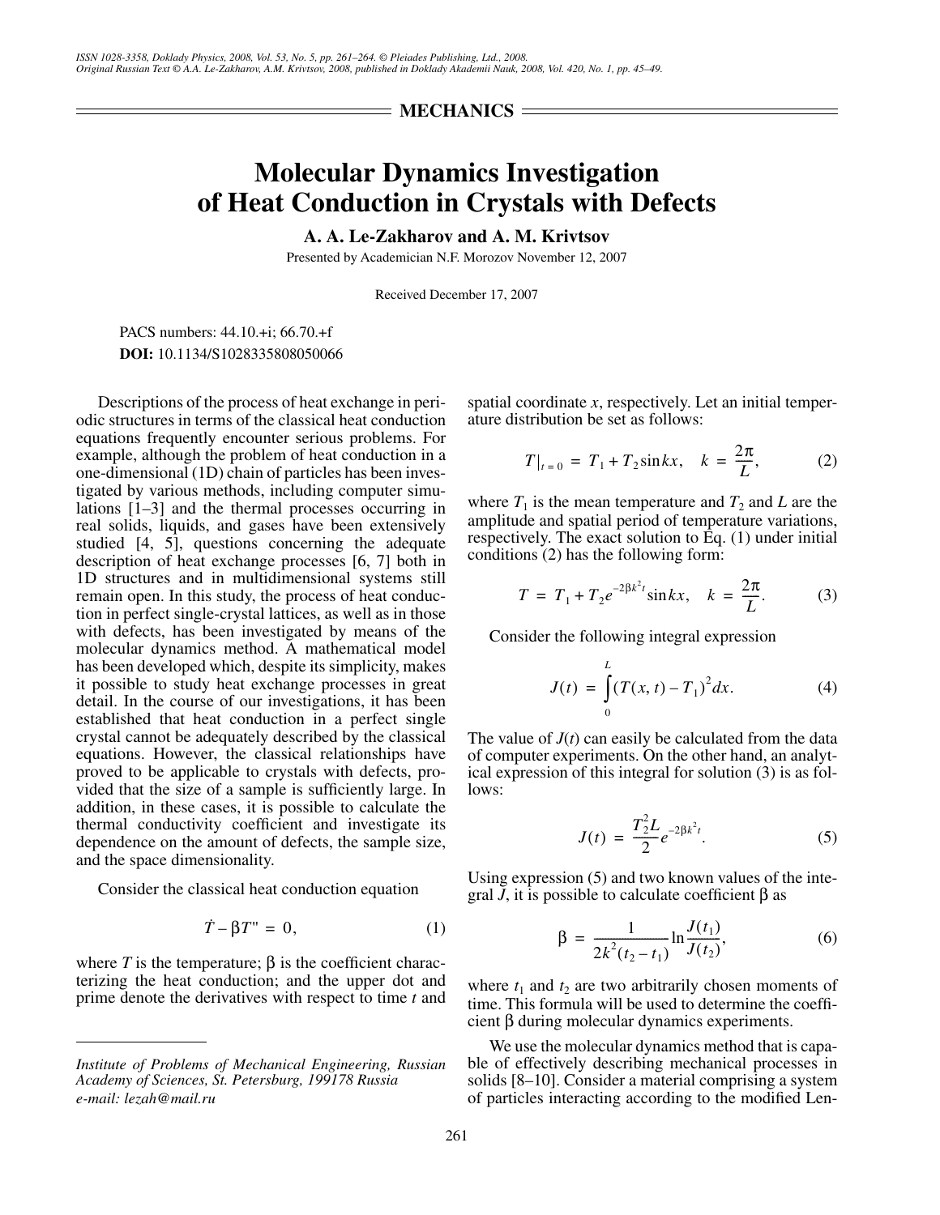## MECHANICS

# Molecular Dynamics Investigation of Heat Conduction in Crystals with Defects

**A. A. Le-Zakharov and A. M. Krivtsov**

Presented by Academician N.F. Morozov November 12, 2007

Received December 17, 2007

PACS numbers: 44.10.+i; 66.70.+f

**DOI:** 10.1134/S1028335808050066

Descriptions of the process of heat exchange in periodic structures in terms of the classical heat conduction equations frequently encounter serious problems. For example, although the problem of heat conduction in a one-dimensional (1D) chain of particles has been investigated by various methods, including computer simulations [1–3] and the thermal processes occurring in real solids, liquids, and gases have been extensively studied [4, 5], questions concerning the adequate description of heat exchange processes [6, 7] both in 1D structures and in multidimensional systems still remain open. In this study, the process of heat conduction in perfect single-crystal lattices, as well as in those with defects, has been investigated by means of the molecular dynamics method. A mathematical model has been developed which, despite its simplicity, makes it possible to study heat exchange processes in great detail. In the course of our investigations, it has been established that heat conduction in a perfect single crystal cannot be adequately described by the classical equations. However, the classical relationships have proved to be applicable to crystals with defects, provided that the size of a sample is sufficiently large. In addition, in these cases, it is possible to calculate the thermal conductivity coefficient and investigate its dependence on the amount of defects, the sample size, and the space dimensionality.

Consider the classical heat conduction equation

$$\dot{T} - \beta T'' = 0, \tag{1}$$

where $T$ is the temperature; $\beta$ is the coefficient characterizing the heat conduction; and the upper dot and prime denote the derivatives with respect to time $t$ and spatial coordinate $x$, respectively. Let an initial temperature distribution be set as follows:

$$T|_{t=0} = T_1 + T_2 \sin kx, \quad k = \frac{2\pi}{L}, \tag{2}$$

where $T_1$ is the mean temperature and $T_2$ and $L$ are the amplitude and spatial period of temperature variations, respectively. The exact solution to Eq. (1) under initial conditions (2) has the following form:

$$T = T_1 + T_2 e^{-2\beta k^2 t} \sin kx, \quad k = \frac{2\pi}{L}. \tag{3}$$

Consider the following integral expression

$$J(t) = \int_0^L (T(x,t) - T_1)^2 dx. \tag{4}$$

The value of $J(t)$ can easily be calculated from the data of computer experiments. On the other hand, an analytical expression of this integral for solution (3) is as follows:

$$J(t) = \frac{T_2^2 L}{2} e^{-2\beta k^2 t}. \tag{5}$$

Using expression (5) and two known values of the integral $J$, it is possible to calculate coefficient $\beta$ as

$$\beta = \frac{1}{2k^2(t_2 - t_1)} \ln \frac{J(t_1)}{J(t_2)}, \tag{6}$$

where $t_1$ and $t_2$ are two arbitrarily chosen moments of time. This formula will be used to determine the coefficient $\beta$ during molecular dynamics experiments.

We use the molecular dynamics method that is capable of effectively describing mechanical processes in solids [8–10]. Consider a material comprising a system of particles interacting according to the modified Len-

---

*Institute of Problems of Mechanical Engineering, Russian Academy of Sciences, St. Petersburg, 199178 Russia*
*e-mail: lezah@mail.ru*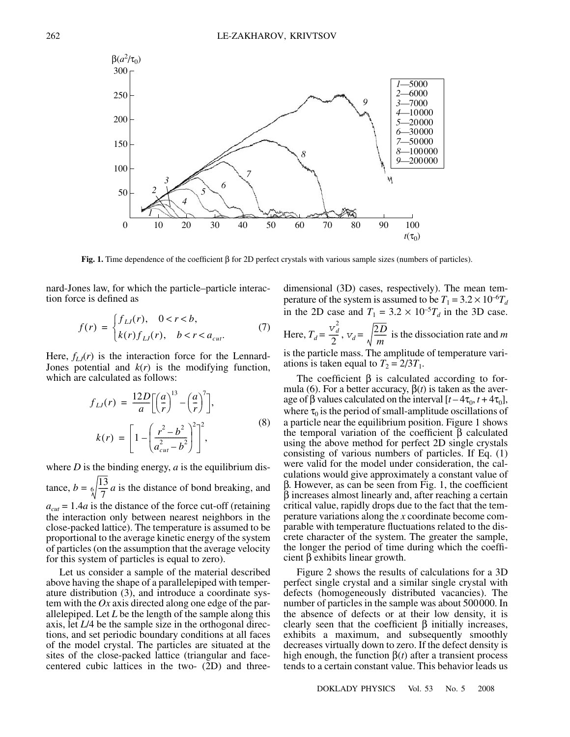**Fig. 1.** Time dependence of the coefficient β for 2D perfect crystals with various sample sizes (numbers of particles).

nard-Jones law, for which the particle–particle interaction force is defined as

$$f(r) = \begin{cases} f_{LJ}(r), & 0 < r < b, \\ k(r) f_{LJ}(r), & b < r < a_{cut}. \end{cases} \tag{7}$$

Here, $f_{LJ}(r)$ is the interaction force for the Lennard-Jones potential and $k(r)$ is the modifying function, which are calculated as follows:

$$f_{LJ}(r) = \frac{12D}{a}\left[\left(\frac{a}{r}\right)^{13} - \left(\frac{a}{r}\right)^{7}\right],$$
$$k(r) = \left[1 - \left(\frac{r^2 - b^2}{a_{cut}^2 - b^2}\right)^2\right]^2, \tag{8}$$

where $D$ is the binding energy, $a$ is the equilibrium distance, $b = \sqrt[6]{\frac{13}{7}}\,a$ is the distance of bond breaking, and $a_{cut} = 1.4a$ is the distance of the force cut-off (retaining the interaction only between nearest neighbors in the close-packed lattice). The temperature is assumed to be proportional to the average kinetic energy of the system of particles (on the assumption that the average velocity for this system of particles is equal to zero).

Let us consider a sample of the material described above having the shape of a parallelepiped with temperature distribution (3), and introduce a coordinate system with the $Ox$ axis directed along one edge of the parallelepiped. Let $L$ be the length of the sample along this axis, let $L/4$ be the sample size in the orthogonal directions, and set periodic boundary conditions at all faces of the model crystal. The particles are situated at the sites of the close-packed lattice (triangular and face-centered cubic lattices in the two- (2D) and three-dimensional (3D) cases, respectively). The mean temperature of the system is assumed to be $T_1 = 3.2 \times 10^{-6} T_d$ in the 2D case and $T_1 = 3.2 \times 10^{-5} T_d$ in the 3D case. Here, $T_d = \frac{v_d^2}{2}$, $v_d = \sqrt{\frac{2D}{m}}$ is the dissociation rate and $m$ is the particle mass. The amplitude of temperature variations is taken equal to $T_2 = 2/3T_1$.

The coefficient β is calculated according to formula (6). For a better accuracy, β($t$) is taken as the average of β values calculated on the interval $[t - 4\tau_0, t + 4\tau_0]$, where $\tau_0$ is the period of small-amplitude oscillations of a particle near the equilibrium position. Figure 1 shows the temporal variation of the coefficient β calculated using the above method for perfect 2D single crystals consisting of various numbers of particles. If Eq. (1) were valid for the model under consideration, the calculations would give approximately a constant value of β. However, as can be seen from Fig. 1, the coefficient β increases almost linearly and, after reaching a certain critical value, rapidly drops due to the fact that the temperature variations along the $x$ coordinate become comparable with temperature fluctuations related to the discrete character of the system. The greater the sample, the longer the period of time during which the coefficient β exhibits linear growth.

Figure 2 shows the results of calculations for a 3D perfect single crystal and a similar single crystal with defects (homogeneously distributed vacancies). The number of particles in the sample was about 500000. In the absence of defects or at their low density, it is clearly seen that the coefficient β initially increases, exhibits a maximum, and subsequently smoothly decreases virtually down to zero. If the defect density is high enough, the function β($t$) after a transient process tends to a certain constant value. This behavior leads us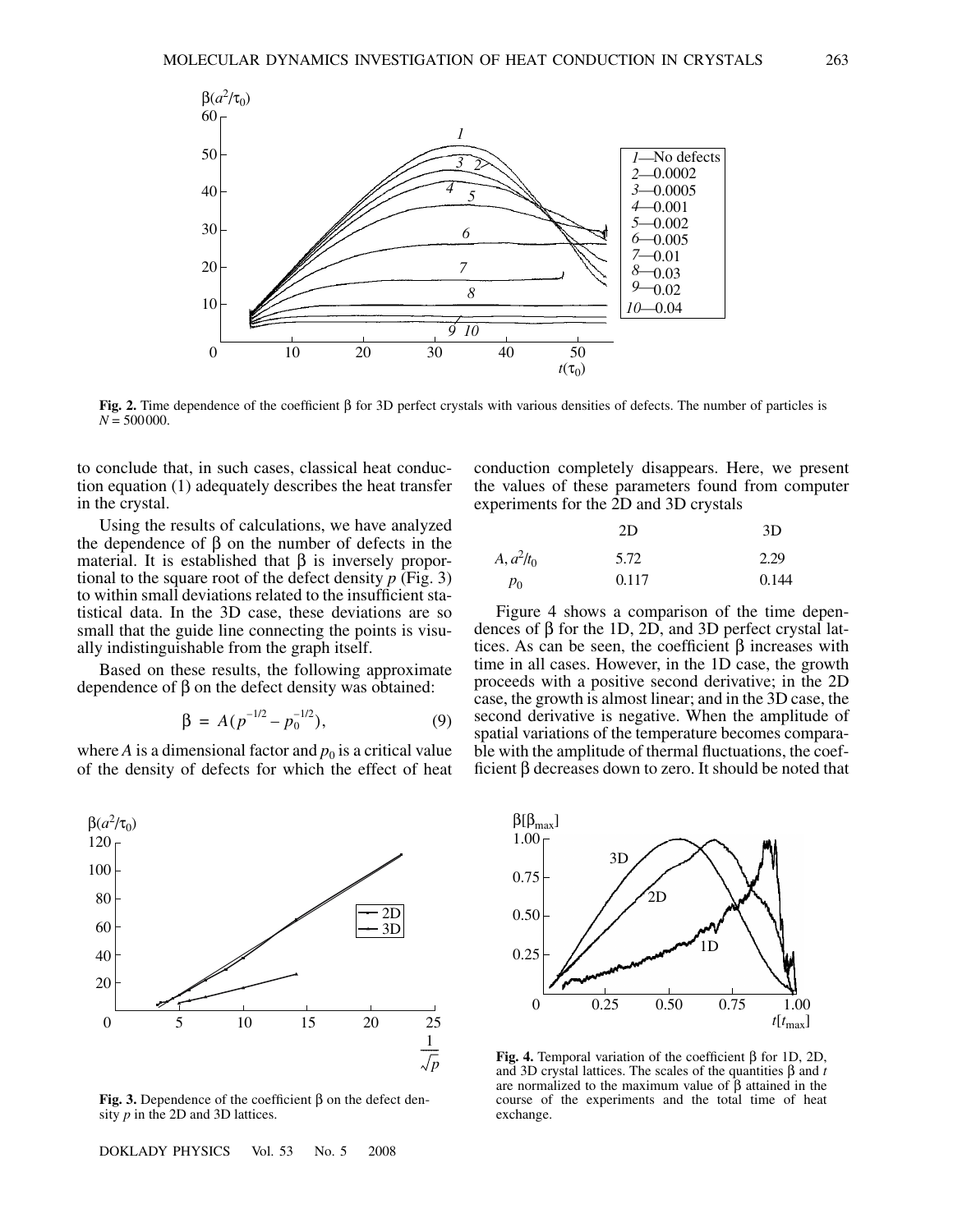to conclude that, in such cases, classical heat conduction equation (1) adequately describes the heat transfer in the crystal.

Using the results of calculations, we have analyzed the dependence of $\beta$ on the number of defects in the material. It is established that $\beta$ is inversely proportional to the square root of the defect density $p$ (Fig. 3) to within small deviations related to the insufficient statistical data. In the 3D case, these deviations are so small that the guide line connecting the points is visually indistinguishable from the graph itself.

Based on these results, the following approximate dependence of $\beta$ on the defect density was obtained:

$$\beta = A(p^{-1/2} - p_0^{-1/2}), \tag{9}$$

where $A$ is a dimensional factor and $p_0$ is a critical value of the density of defects for which the effect of heat conduction completely disappears. Here, we present the values of these parameters found from computer experiments for the 2D and 3D crystals

| | 2D | 3D |
|---|---|---|
| $A$, $a^2/t_0$ | 5.72 | 2.29 |
| $p_0$ | 0.117 | 0.144 |

Figure 4 shows a comparison of the time dependences of $\beta$ for the 1D, 2D, and 3D perfect crystal lattices. As can be seen, the coefficient $\beta$ increases with time in all cases. However, in the 1D case, the growth proceeds with a positive second derivative; in the 2D case, the growth is almost linear; and in the 3D case, the second derivative is negative. When the amplitude of spatial variations of the temperature becomes comparable with the amplitude of thermal fluctuations, the coefficient $\beta$ decreases down to zero. It should be noted that

**Fig. 2.** Time dependence of the coefficient $\beta$ for 3D perfect crystals with various densities of defects. The number of particles is $N = 500000$.

**Fig. 3.** Dependence of the coefficient $\beta$ on the defect density $p$ in the 2D and 3D lattices.

**Fig. 4.** Temporal variation of the coefficient $\beta$ for 1D, 2D, and 3D crystal lattices. The scales of the quantities $\beta$ and $t$ are normalized to the maximum value of $\beta$ attained in the course of the experiments and the total time of heat exchange.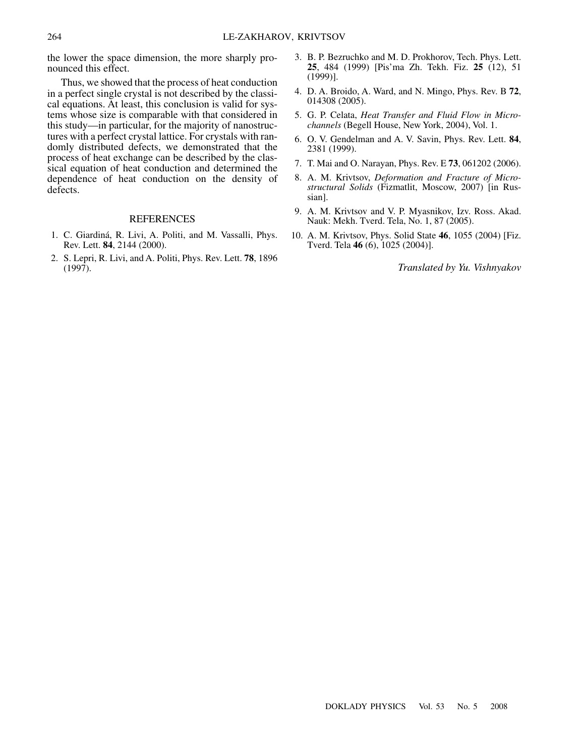the lower the space dimension, the more sharply pronounced this effect.

Thus, we showed that the process of heat conduction in a perfect single crystal is not described by the classical equations. At least, this conclusion is valid for systems whose size is comparable with that considered in this study—in particular, for the majority of nanostructures with a perfect crystal lattice. For crystals with randomly distributed defects, we demonstrated that the process of heat exchange can be described by the classical equation of heat conduction and determined the dependence of heat conduction on the density of defects.

## REFERENCES

1. C. Giardiná, R. Livi, A. Politi, and M. Vassalli, Phys. Rev. Lett. **84**, 2144 (2000).
2. S. Lepri, R. Livi, and A. Politi, Phys. Rev. Lett. **78**, 1896 (1997).
3. B. P. Bezruchko and M. D. Prokhorov, Tech. Phys. Lett. **25**, 484 (1999) [Pis'ma Zh. Tekh. Fiz. **25** (12), 51 (1999)].
4. D. A. Broido, A. Ward, and N. Mingo, Phys. Rev. B **72**, 014308 (2005).
5. G. P. Celata, *Heat Transfer and Fluid Flow in Microchannels* (Begell House, New York, 2004), Vol. 1.
6. O. V. Gendelman and A. V. Savin, Phys. Rev. Lett. **84**, 2381 (1999).
7. T. Mai and O. Narayan, Phys. Rev. E **73**, 061202 (2006).
8. A. M. Krivtsov, *Deformation and Fracture of Microstructural Solids* (Fizmatlit, Moscow, 2007) [in Russian].
9. A. M. Krivtsov and V. P. Myasnikov, Izv. Ross. Akad. Nauk: Mekh. Tverd. Tela, No. 1, 87 (2005).
10. A. M. Krivtsov, Phys. Solid State **46**, 1055 (2004) [Fiz. Tverd. Tela **46** (6), 1025 (2004)].

*Translated by Yu. Vishnyakov*